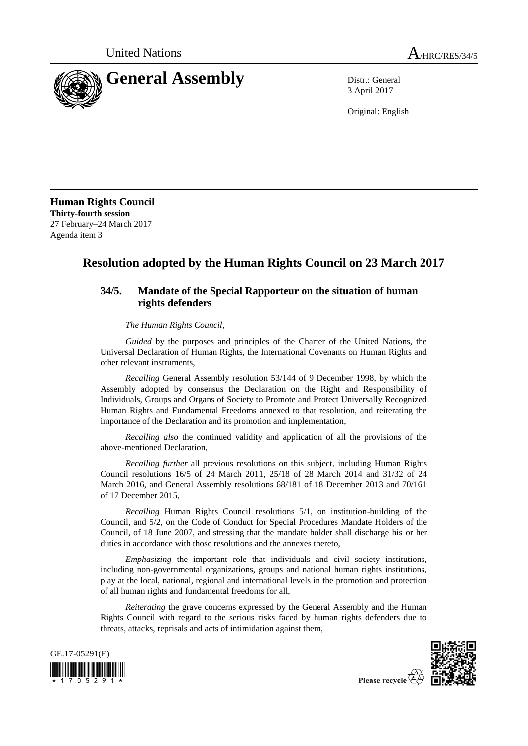United Nations A/HRC/RES/34/5

# General Assembly

Distr.: General
3 April 2017

Original: English

**Human Rights Council**
**Thirty-fourth session**
27 February–24 March 2017
Agenda item 3

## Resolution adopted by the Human Rights Council on 23 March 2017

### 34/5. Mandate of the Special Rapporteur on the situation of human rights defenders

*The Human Rights Council*,

*Guided* by the purposes and principles of the Charter of the United Nations, the Universal Declaration of Human Rights, the International Covenants on Human Rights and other relevant instruments,

*Recalling* General Assembly resolution 53/144 of 9 December 1998, by which the Assembly adopted by consensus the Declaration on the Right and Responsibility of Individuals, Groups and Organs of Society to Promote and Protect Universally Recognized Human Rights and Fundamental Freedoms annexed to that resolution, and reiterating the importance of the Declaration and its promotion and implementation,

*Recalling also* the continued validity and application of all the provisions of the above-mentioned Declaration,

*Recalling further* all previous resolutions on this subject, including Human Rights Council resolutions 16/5 of 24 March 2011, 25/18 of 28 March 2014 and 31/32 of 24 March 2016, and General Assembly resolutions 68/181 of 18 December 2013 and 70/161 of 17 December 2015,

*Recalling* Human Rights Council resolutions 5/1, on institution-building of the Council, and 5/2, on the Code of Conduct for Special Procedures Mandate Holders of the Council, of 18 June 2007, and stressing that the mandate holder shall discharge his or her duties in accordance with those resolutions and the annexes thereto,

*Emphasizing* the important role that individuals and civil society institutions, including non-governmental organizations, groups and national human rights institutions, play at the local, national, regional and international levels in the promotion and protection of all human rights and fundamental freedoms for all,

*Reiterating* the grave concerns expressed by the General Assembly and the Human Rights Council with regard to the serious risks faced by human rights defenders due to threats, attacks, reprisals and acts of intimidation against them,

GE.17-05291(E)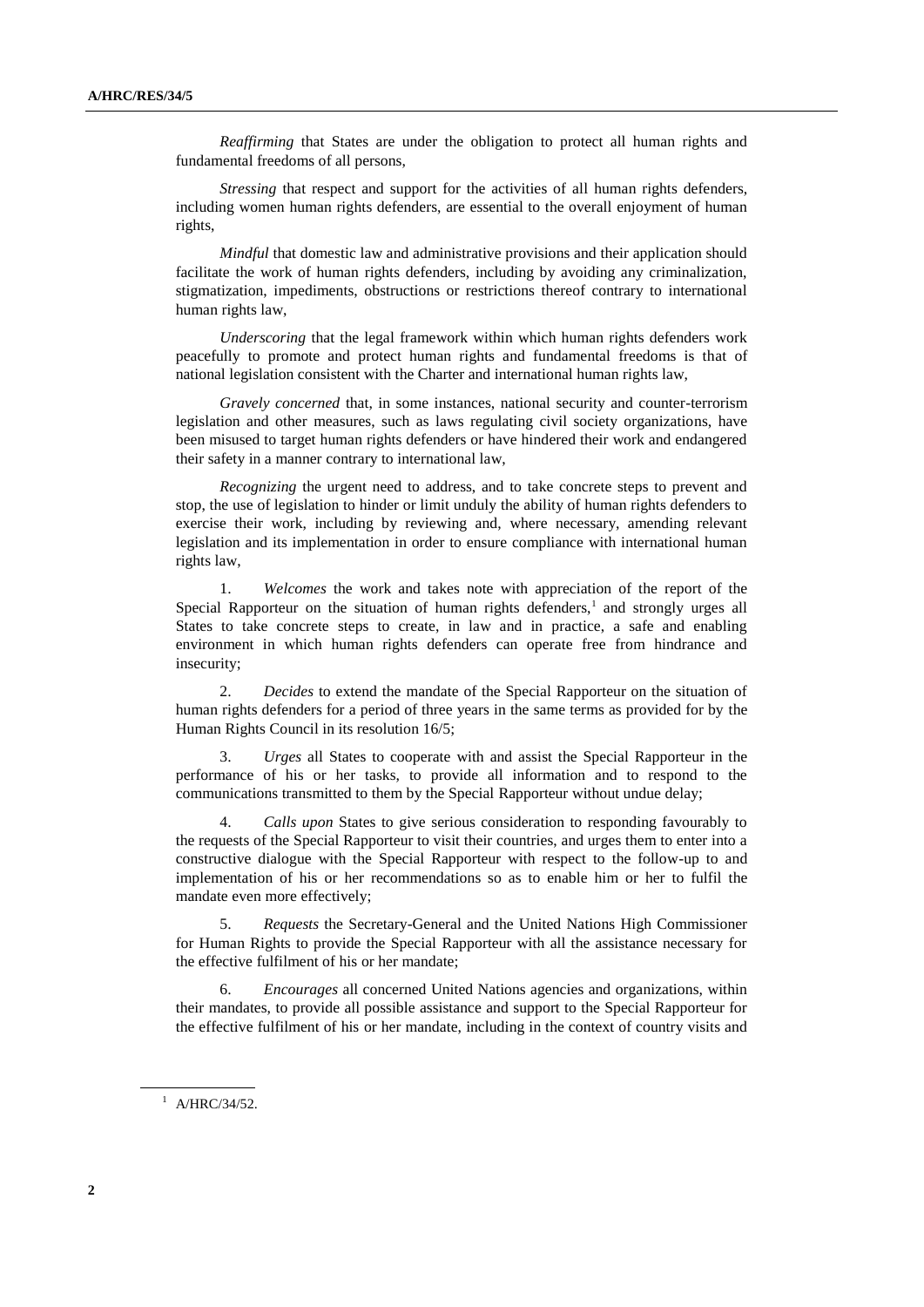*Reaffirming* that States are under the obligation to protect all human rights and fundamental freedoms of all persons,

*Stressing* that respect and support for the activities of all human rights defenders, including women human rights defenders, are essential to the overall enjoyment of human rights,

*Mindful* that domestic law and administrative provisions and their application should facilitate the work of human rights defenders, including by avoiding any criminalization, stigmatization, impediments, obstructions or restrictions thereof contrary to international human rights law,

*Underscoring* that the legal framework within which human rights defenders work peacefully to promote and protect human rights and fundamental freedoms is that of national legislation consistent with the Charter and international human rights law,

*Gravely concerned* that, in some instances, national security and counter-terrorism legislation and other measures, such as laws regulating civil society organizations, have been misused to target human rights defenders or have hindered their work and endangered their safety in a manner contrary to international law,

*Recognizing* the urgent need to address, and to take concrete steps to prevent and stop, the use of legislation to hinder or limit unduly the ability of human rights defenders to exercise their work, including by reviewing and, where necessary, amending relevant legislation and its implementation in order to ensure compliance with international human rights law,

1. *Welcomes* the work and takes note with appreciation of the report of the Special Rapporteur on the situation of human rights defenders,[1] and strongly urges all States to take concrete steps to create, in law and in practice, a safe and enabling environment in which human rights defenders can operate free from hindrance and insecurity;

2. *Decides* to extend the mandate of the Special Rapporteur on the situation of human rights defenders for a period of three years in the same terms as provided for by the Human Rights Council in its resolution 16/5;

3. *Urges* all States to cooperate with and assist the Special Rapporteur in the performance of his or her tasks, to provide all information and to respond to the communications transmitted to them by the Special Rapporteur without undue delay;

4. *Calls upon* States to give serious consideration to responding favourably to the requests of the Special Rapporteur to visit their countries, and urges them to enter into a constructive dialogue with the Special Rapporteur with respect to the follow-up to and implementation of his or her recommendations so as to enable him or her to fulfil the mandate even more effectively;

5. *Requests* the Secretary-General and the United Nations High Commissioner for Human Rights to provide the Special Rapporteur with all the assistance necessary for the effective fulfilment of his or her mandate;

6. *Encourages* all concerned United Nations agencies and organizations, within their mandates, to provide all possible assistance and support to the Special Rapporteur for the effective fulfilment of his or her mandate, including in the context of country visits and

[1] A/HRC/34/52.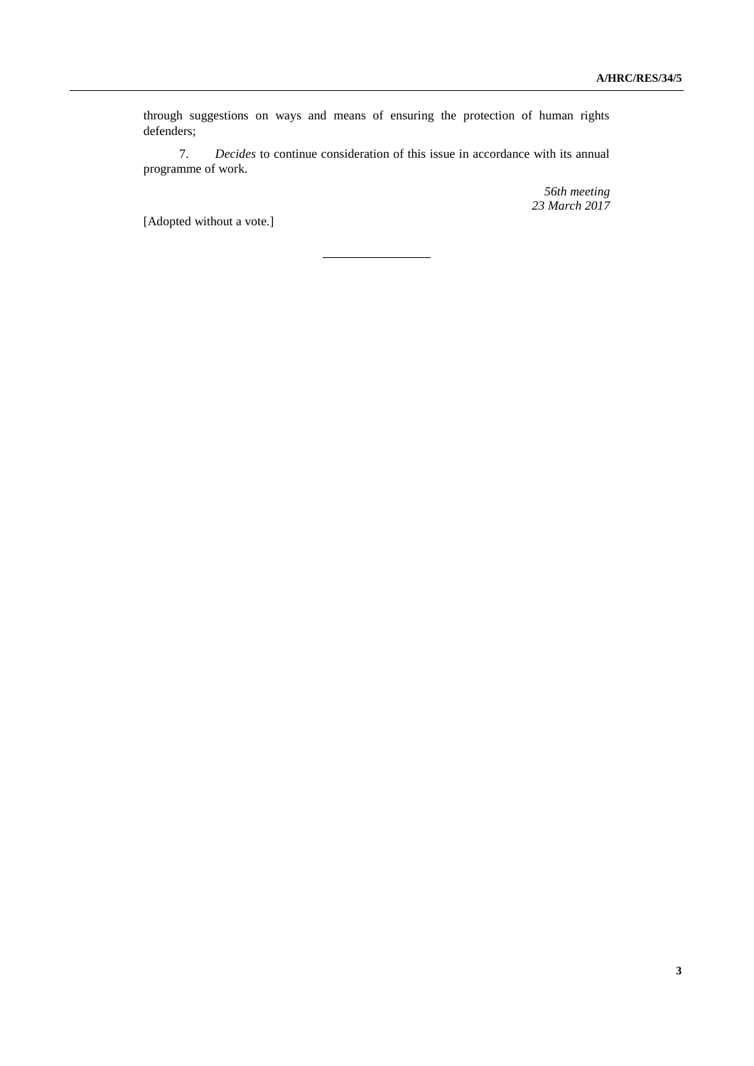through suggestions on ways and means of ensuring the protection of human rights defenders;

7. *Decides* to continue consideration of this issue in accordance with its annual programme of work.

*56th meeting*
*23 March 2017*

[Adopted without a vote.]